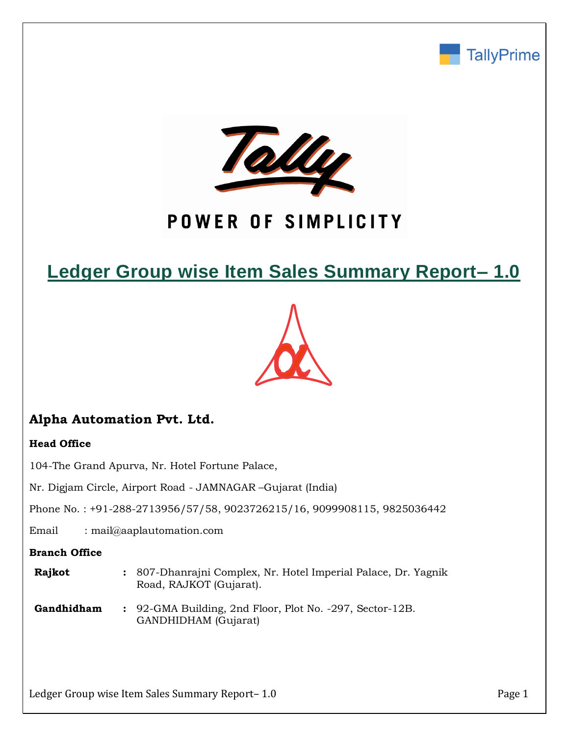# Ledger Group wise Item Sales Summary Report– 1.0

## Alpha Automation Pvt. Ltd.

**Head Office**

104-The Grand Apurva, Nr. Hotel Fortune Palace,

Nr. Digjam Circle, Airport Road - JAMNAGAR –Gujarat (India)

Phone No. : +91-288-2713956/57/58, 9023726215/16, 9099908115, 9825036442

Email : mail@aaplautomation.com

**Branch Office**

| | | |
|---|---|---|
| **Rajkot** | **:** | 807-Dhanrajni Complex, Nr. Hotel Imperial Palace, Dr. Yagnik Road, RAJKOT (Gujarat). |
| **Gandhidham** | **:** | 92-GMA Building, 2nd Floor, Plot No. -297, Sector-12B. GANDHIDHAM (Gujarat) |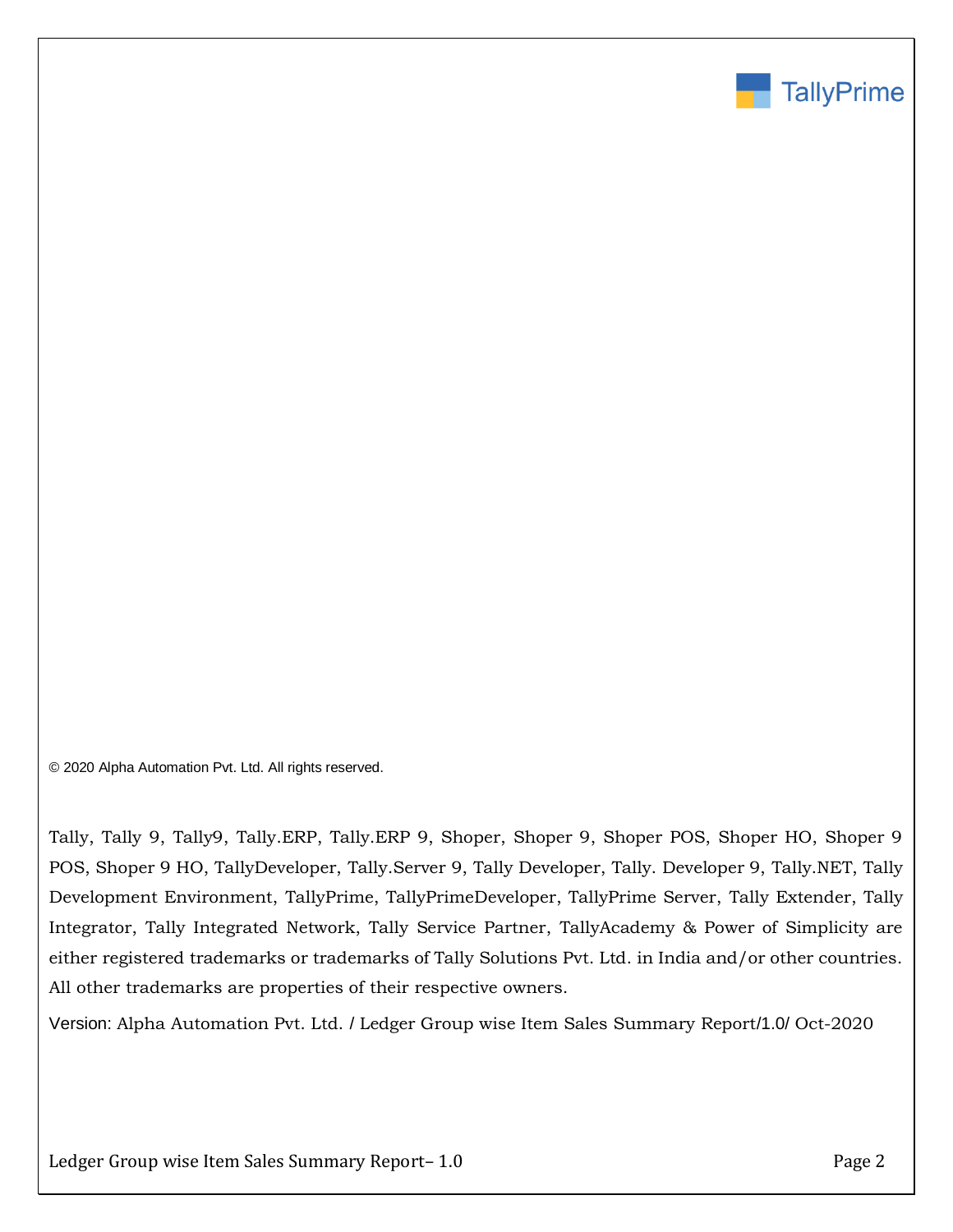© 2020 Alpha Automation Pvt. Ltd. All rights reserved.

Tally, Tally 9, Tally9, Tally.ERP, Tally.ERP 9, Shoper, Shoper 9, Shoper POS, Shoper HO, Shoper 9 POS, Shoper 9 HO, TallyDeveloper, Tally.Server 9, Tally Developer, Tally. Developer 9, Tally.NET, Tally Development Environment, TallyPrime, TallyPrimeDeveloper, TallyPrime Server, Tally Extender, Tally Integrator, Tally Integrated Network, Tally Service Partner, TallyAcademy & Power of Simplicity are either registered trademarks or trademarks of Tally Solutions Pvt. Ltd. in India and/or other countries. All other trademarks are properties of their respective owners.

Version: Alpha Automation Pvt. Ltd. / Ledger Group wise Item Sales Summary Report/1.0/ Oct-2020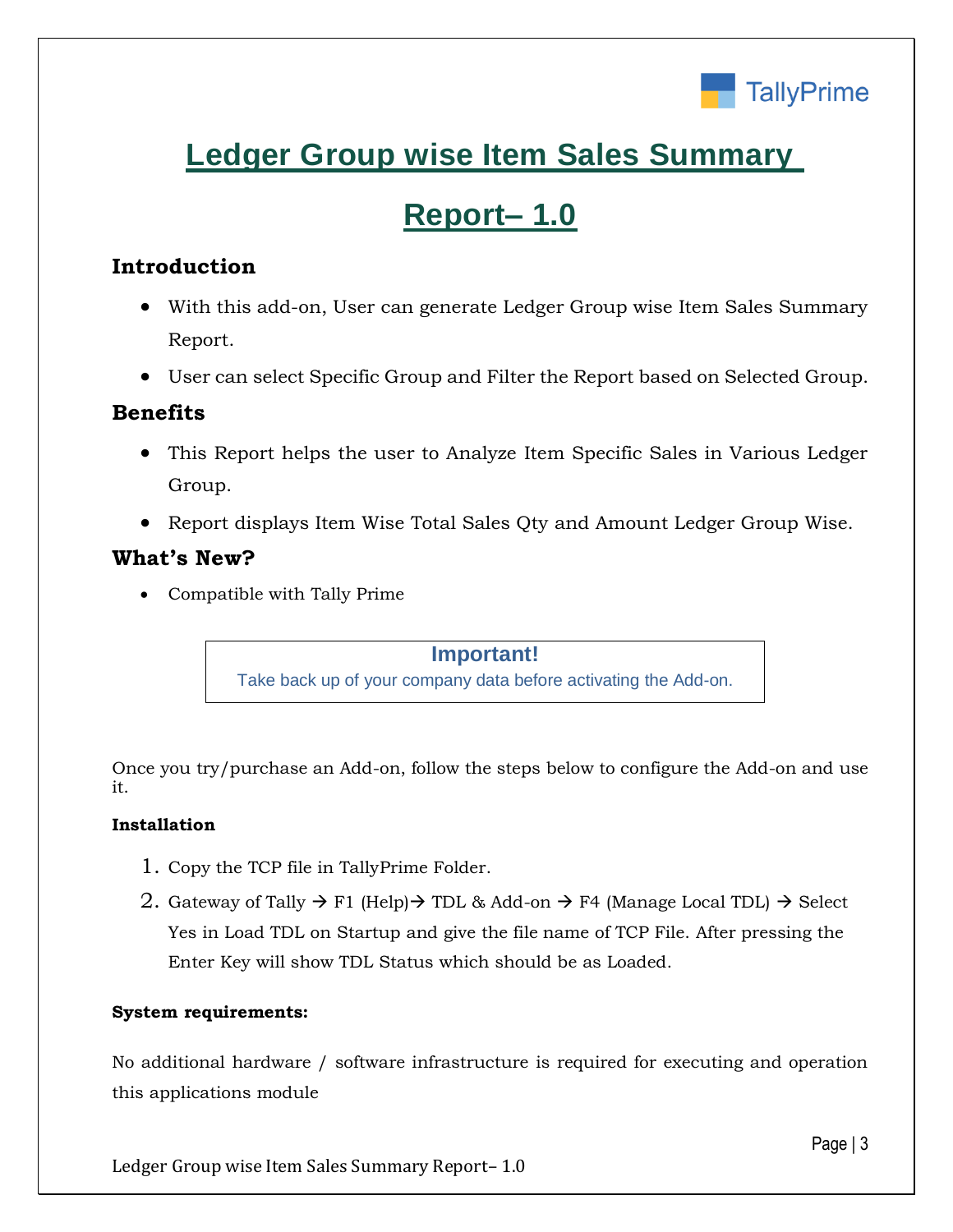# Ledger Group wise Item Sales Summary Report– 1.0

## Introduction

- With this add-on, User can generate Ledger Group wise Item Sales Summary Report.
- User can select Specific Group and Filter the Report based on Selected Group.

## Benefits

- This Report helps the user to Analyze Item Specific Sales in Various Ledger Group.
- Report displays Item Wise Total Sales Qty and Amount Ledger Group Wise.

## What's New?

- Compatible with Tally Prime

**Important!**
Take back up of your company data before activating the Add-on.

Once you try/purchase an Add-on, follow the steps below to configure the Add-on and use it.

**Installation**

1. Copy the TCP file in TallyPrime Folder.
2. Gateway of Tally → F1 (Help)→ TDL & Add-on → F4 (Manage Local TDL) → Select Yes in Load TDL on Startup and give the file name of TCP File. After pressing the Enter Key will show TDL Status which should be as Loaded.

**System requirements:**

No additional hardware / software infrastructure is required for executing and operation this applications module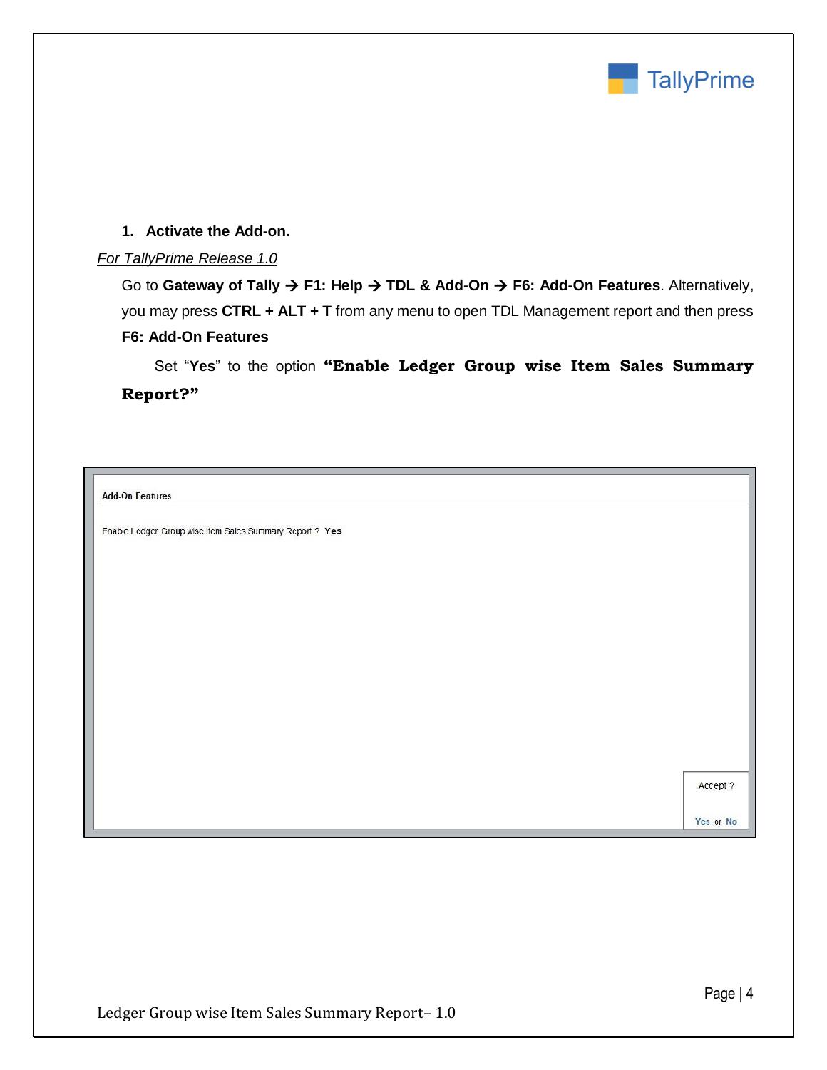1. **Activate the Add-on.**

*For TallyPrime Release 1.0*

Go to **Gateway of Tally → F1: Help → TDL & Add-On → F6: Add-On Features**. Alternatively, you may press **CTRL + ALT + T** from any menu to open TDL Management report and then press **F6: Add-On Features**

Set "**Yes**" to the option **"Enable Ledger Group wise Item Sales Summary Report?"**

Add-On Features

Enable Ledger Group wise Item Sales Summary Report ? **Yes**

Accept ?

Yes or No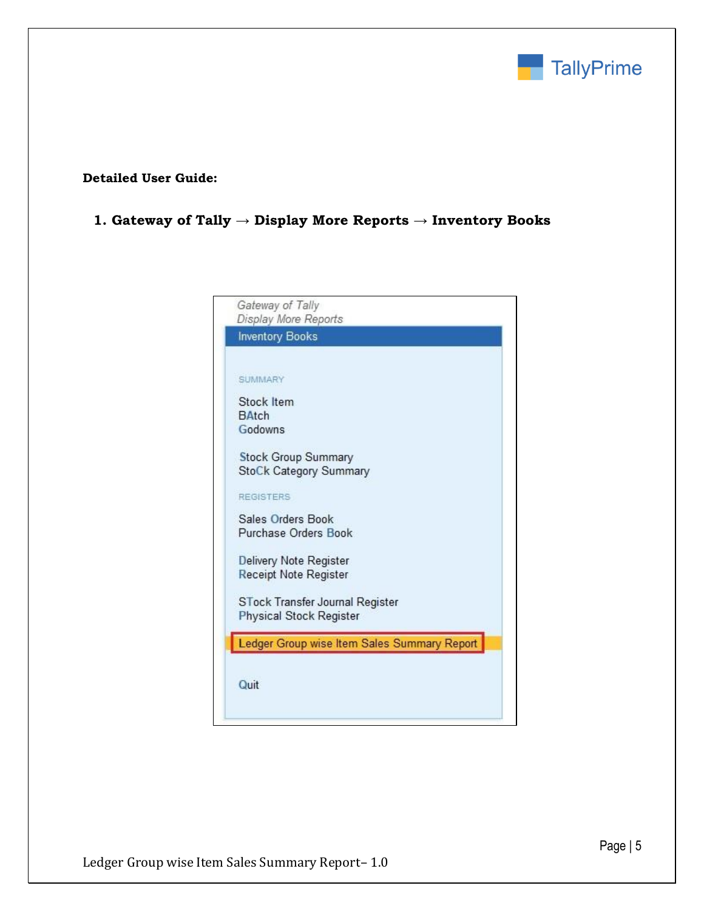**Detailed User Guide:**

1. **Gateway of Tally → Display More Reports → Inventory Books**

Gateway of Tally
Display More Reports

Inventory Books

SUMMARY

Stock Item
BAtch
Godowns

Stock Group Summary
StoCk Category Summary

REGISTERS

Sales Orders Book
Purchase Orders Book

Delivery Note Register
Receipt Note Register

STock Transfer Journal Register
Physical Stock Register

Ledger Group wise Item Sales Summary Report

Quit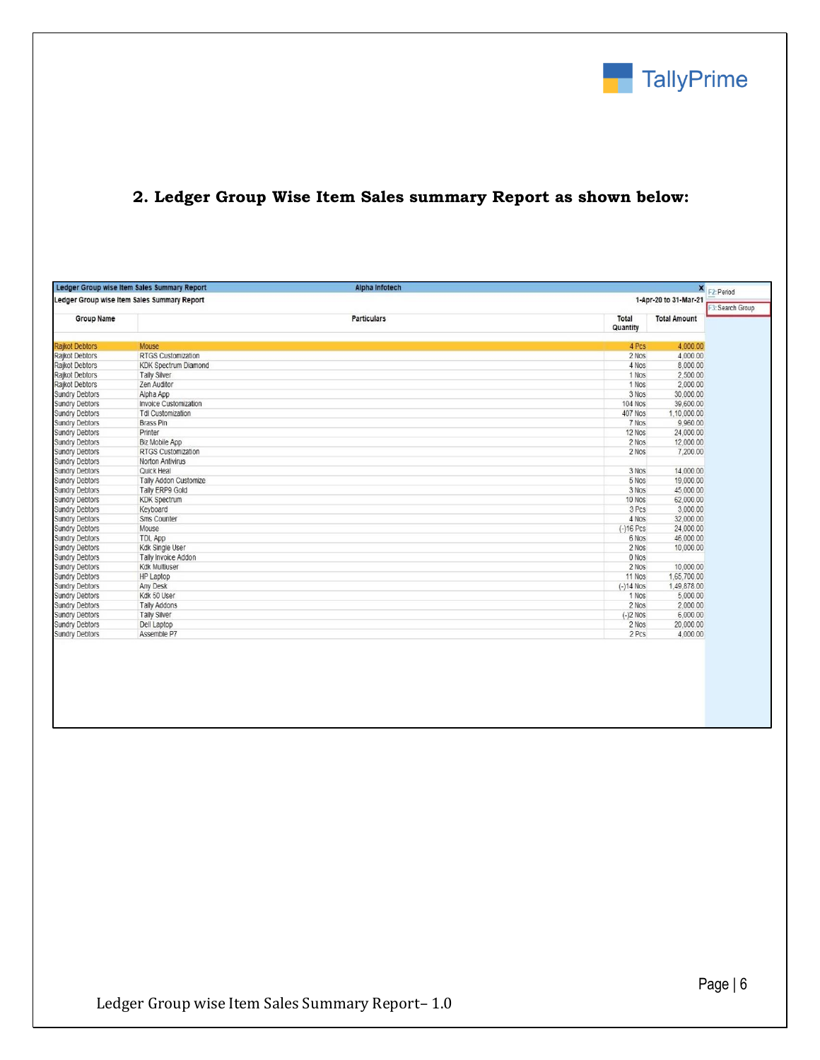## 2. Ledger Group Wise Item Sales summary Report as shown below:

Ledger Group wise Item Sales Summary Report — Alpha Infotech

Ledger Group wise Item Sales Summary Report — 1-Apr-20 to 31-Mar-21

F2: Period
F3: Search Group

| Group Name | Particulars | Total Quantity | Total Amount |
|---|---|---|---|
| Rajkot Debtors | Mouse | 4 Pcs | 4,000.00 |
| Rajkot Debtors | RTGS Customization | 2 Nos | 4,000.00 |
| Rajkot Debtors | KDK Spectrum Diamond | 4 Nos | 8,000.00 |
| Rajkot Debtors | Tally Silver | 1 Nos | 2,500.00 |
| Rajkot Debtors | Zen Auditor | 1 Nos | 2,000.00 |
| Sundry Debtors | Alpha App | 3 Nos | 30,000.00 |
| Sundry Debtors | Invoice Customization | 104 Nos | 39,600.00 |
| Sundry Debtors | Tdl Customization | 407 Nos | 1,10,000.00 |
| Sundry Debtors | Brass Pin | 7 Nos | 9,960.00 |
| Sundry Debtors | Printer | 12 Nos | 24,000.00 |
| Sundry Debtors | Biz Mobile App | 2 Nos | 12,000.00 |
| Sundry Debtors | RTGS Customization | 2 Nos | 7,200.00 |
| Sundry Debtors | Norton Antivirus | | |
| Sundry Debtors | Quick Heal | 3 Nos | 14,000.00 |
| Sundry Debtors | Tally Addon Customize | 5 Nos | 19,000.00 |
| Sundry Debtors | Tally ERP9 Gold | 3 Nos | 45,000.00 |
| Sundry Debtors | KDK Spectrum | 10 Nos | 62,000.00 |
| Sundry Debtors | Keyboard | 3 Pcs | 3,000.00 |
| Sundry Debtors | Sms Counter | 4 Nos | 32,000.00 |
| Sundry Debtors | Mouse | (-)16 Pcs | 24,000.00 |
| Sundry Debtors | TDL App | 6 Nos | 46,000.00 |
| Sundry Debtors | Kdk Single User | 2 Nos | 10,000.00 |
| Sundry Debtors | Tally Invoice Addon | 0 Nos | |
| Sundry Debtors | Kdk Multiuser | 2 Nos | 10,000.00 |
| Sundry Debtors | HP Laptop | 11 Nos | 1,65,700.00 |
| Sundry Debtors | Any Desk | (-)14 Nos | 1,49,878.00 |
| Sundry Debtors | Kdk 50 User | 1 Nos | 5,000.00 |
| Sundry Debtors | Tally Addons | 2 Nos | 2,000.00 |
| Sundry Debtors | Tally Silver | (-)2 Nos | 6,000.00 |
| Sundry Debtors | Dell Laptop | 2 Nos | 20,000.00 |
| Sundry Debtors | Assemble P7 | 2 Pcs | 4,000.00 |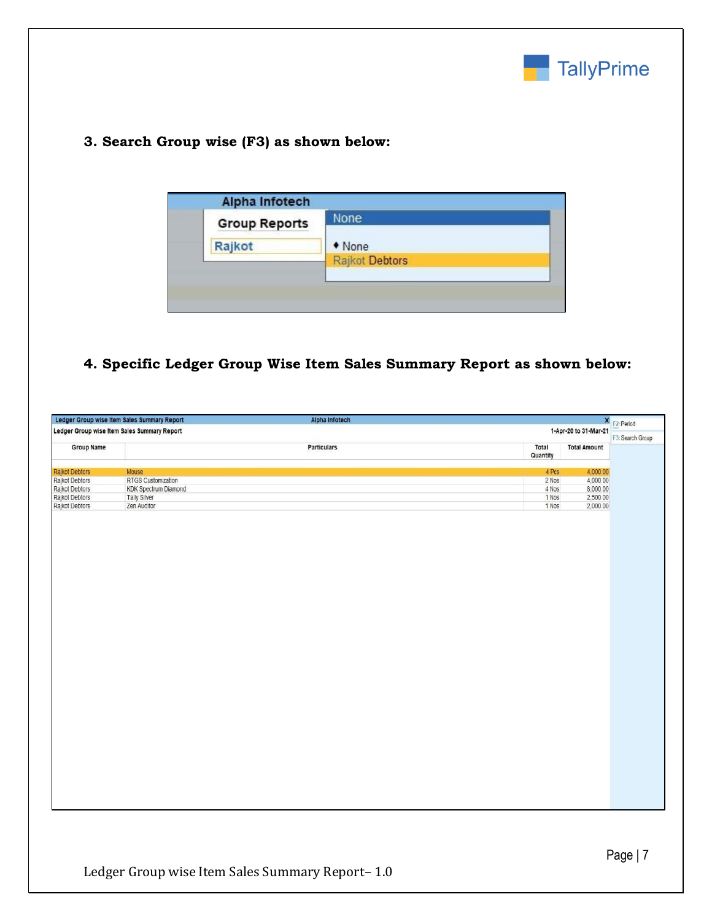### 3. Search Group wise (F3) as shown below:

Alpha Infotech

Group Reports

Rajkot

None

- None

Rajkot Debtors

### 4. Specific Ledger Group Wise Item Sales Summary Report as shown below:

Ledger Group wise Item Sales Summary Report — Alpha Infotech

Ledger Group wise Item Sales Summary Report — 1-Apr-20 to 31-Mar-21

F2: Period

F3: Search Group

| Group Name | Particulars | Total Quantity | Total Amount |
|---|---|---|---|
| Rajkot Debtors | Mouse | 4 Pcs | 4,000.00 |
| Rajkot Debtors | RTGS Customization | 2 Nos | 4,000.00 |
| Rajkot Debtors | KDK Spectrum Diamond | 4 Nos | 8,000.00 |
| Rajkot Debtors | Tally Silver | 1 Nos | 2,500.00 |
| Rajkot Debtors | Zen Auditor | 1 Nos | 2,000.00 |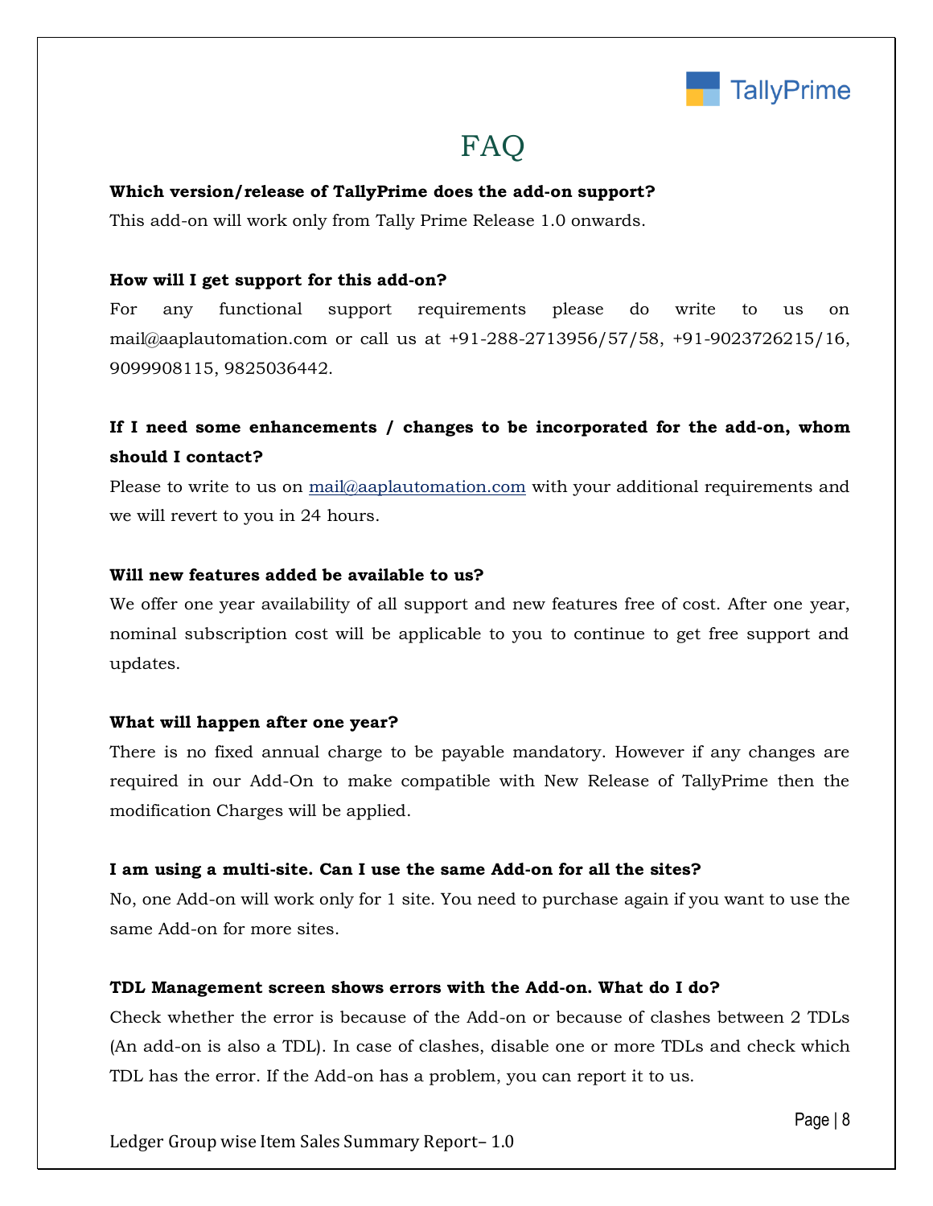# FAQ

**Which version/release of TallyPrime does the add-on support?**

This add-on will work only from Tally Prime Release 1.0 onwards.

**How will I get support for this add-on?**

For any functional support requirements please do write to us on mail@aaplautomation.com or call us at +91-288-2713956/57/58, +91-9023726215/16, 9099908115, 9825036442.

**If I need some enhancements / changes to be incorporated for the add-on, whom should I contact?**

Please to write to us on mail@aaplautomation.com with your additional requirements and we will revert to you in 24 hours.

**Will new features added be available to us?**

We offer one year availability of all support and new features free of cost. After one year, nominal subscription cost will be applicable to you to continue to get free support and updates.

**What will happen after one year?**

There is no fixed annual charge to be payable mandatory. However if any changes are required in our Add-On to make compatible with New Release of TallyPrime then the modification Charges will be applied.

**I am using a multi-site. Can I use the same Add-on for all the sites?**

No, one Add-on will work only for 1 site. You need to purchase again if you want to use the same Add-on for more sites.

**TDL Management screen shows errors with the Add-on. What do I do?**

Check whether the error is because of the Add-on or because of clashes between 2 TDLs (An add-on is also a TDL). In case of clashes, disable one or more TDLs and check which TDL has the error. If the Add-on has a problem, you can report it to us.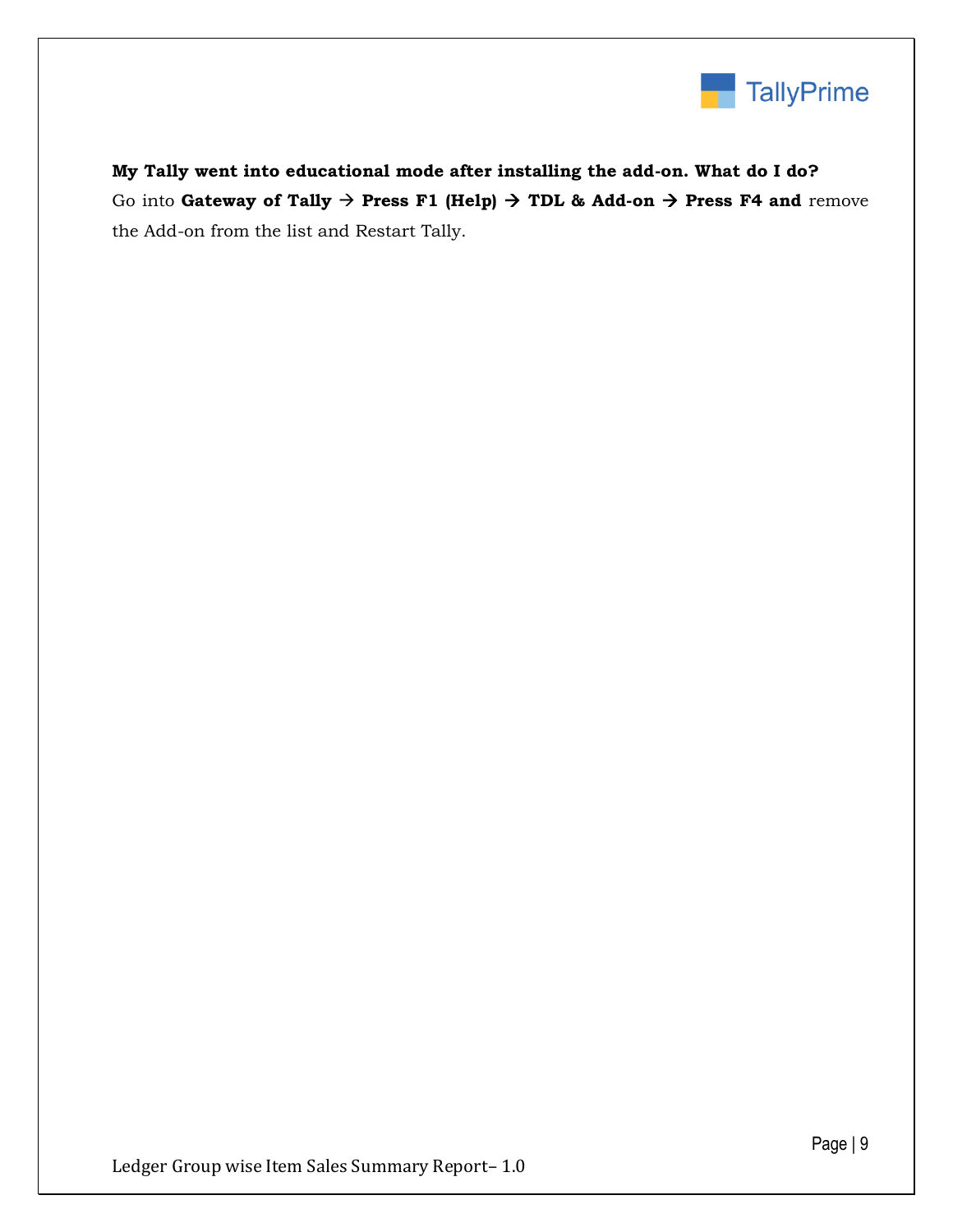**My Tally went into educational mode after installing the add-on. What do I do?**

Go into **Gateway of Tally → Press F1 (Help) → TDL & Add-on → Press F4 and** remove the Add-on from the list and Restart Tally.